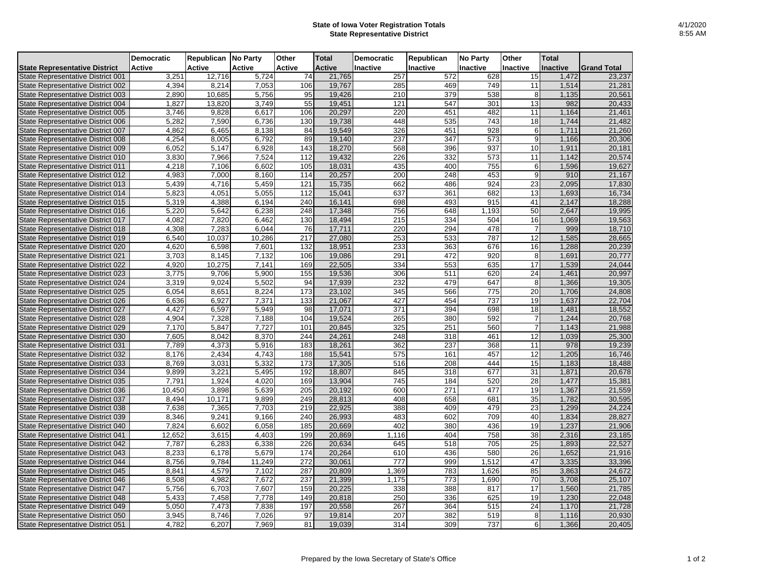**State of Iowa Voter Registration Totals**
**State Representative District**

4/1/2020
8:55 AM

| State Representative District | Democratic Active | Republican Active | No Party Active | Other Active | Total Active | Democratic Inactive | Republican Inactive | No Party Inactive | Other Inactive | Total Inactive | Grand Total |
|---|---|---|---|---|---|---|---|---|---|---|---|
| State Representative District 001 | 3,251 | 12,716 | 5,724 | 74 | 21,765 | 257 | 572 | 628 | 15 | 1,472 | 23,237 |
| State Representative District 002 | 4,394 | 8,214 | 7,053 | 106 | 19,767 | 285 | 469 | 749 | 11 | 1,514 | 21,281 |
| State Representative District 003 | 2,890 | 10,685 | 5,756 | 95 | 19,426 | 210 | 379 | 538 | 8 | 1,135 | 20,561 |
| State Representative District 004 | 1,827 | 13,820 | 3,749 | 55 | 19,451 | 121 | 547 | 301 | 13 | 982 | 20,433 |
| State Representative District 005 | 3,746 | 9,828 | 6,617 | 106 | 20,297 | 220 | 451 | 482 | 11 | 1,164 | 21,461 |
| State Representative District 006 | 5,282 | 7,590 | 6,736 | 130 | 19,738 | 448 | 535 | 743 | 18 | 1,744 | 21,482 |
| State Representative District 007 | 4,862 | 6,465 | 8,138 | 84 | 19,549 | 326 | 451 | 928 | 6 | 1,711 | 21,260 |
| State Representative District 008 | 4,254 | 8,005 | 6,792 | 89 | 19,140 | 237 | 347 | 573 | 9 | 1,166 | 20,306 |
| State Representative District 009 | 6,052 | 5,147 | 6,928 | 143 | 18,270 | 568 | 396 | 937 | 10 | 1,911 | 20,181 |
| State Representative District 010 | 3,830 | 7,966 | 7,524 | 112 | 19,432 | 226 | 332 | 573 | 11 | 1,142 | 20,574 |
| State Representative District 011 | 4,218 | 7,106 | 6,602 | 105 | 18,031 | 435 | 400 | 755 | 6 | 1,596 | 19,627 |
| State Representative District 012 | 4,983 | 7,000 | 8,160 | 114 | 20,257 | 200 | 248 | 453 | 9 | 910 | 21,167 |
| State Representative District 013 | 5,439 | 4,716 | 5,459 | 121 | 15,735 | 662 | 486 | 924 | 23 | 2,095 | 17,830 |
| State Representative District 014 | 5,823 | 4,051 | 5,055 | 112 | 15,041 | 637 | 361 | 682 | 13 | 1,693 | 16,734 |
| State Representative District 015 | 5,319 | 4,388 | 6,194 | 240 | 16,141 | 698 | 493 | 915 | 41 | 2,147 | 18,288 |
| State Representative District 016 | 5,220 | 5,642 | 6,238 | 248 | 17,348 | 756 | 648 | 1,193 | 50 | 2,647 | 19,995 |
| State Representative District 017 | 4,082 | 7,820 | 6,462 | 130 | 18,494 | 215 | 334 | 504 | 16 | 1,069 | 19,563 |
| State Representative District 018 | 4,308 | 7,283 | 6,044 | 76 | 17,711 | 220 | 294 | 478 | 7 | 999 | 18,710 |
| State Representative District 019 | 6,540 | 10,037 | 10,286 | 217 | 27,080 | 253 | 533 | 787 | 12 | 1,585 | 28,665 |
| State Representative District 020 | 4,620 | 6,598 | 7,601 | 132 | 18,951 | 233 | 363 | 676 | 16 | 1,288 | 20,239 |
| State Representative District 021 | 3,703 | 8,145 | 7,132 | 106 | 19,086 | 291 | 472 | 920 | 8 | 1,691 | 20,777 |
| State Representative District 022 | 4,920 | 10,275 | 7,141 | 169 | 22,505 | 334 | 553 | 635 | 17 | 1,539 | 24,044 |
| State Representative District 023 | 3,775 | 9,706 | 5,900 | 155 | 19,536 | 306 | 511 | 620 | 24 | 1,461 | 20,997 |
| State Representative District 024 | 3,319 | 9,024 | 5,502 | 94 | 17,939 | 232 | 479 | 647 | 8 | 1,366 | 19,305 |
| State Representative District 025 | 6,054 | 8,651 | 8,224 | 173 | 23,102 | 345 | 566 | 775 | 20 | 1,706 | 24,808 |
| State Representative District 026 | 6,636 | 6,927 | 7,371 | 133 | 21,067 | 427 | 454 | 737 | 19 | 1,637 | 22,704 |
| State Representative District 027 | 4,427 | 6,597 | 5,949 | 98 | 17,071 | 371 | 394 | 698 | 18 | 1,481 | 18,552 |
| State Representative District 028 | 4,904 | 7,328 | 7,188 | 104 | 19,524 | 265 | 380 | 592 | 7 | 1,244 | 20,768 |
| State Representative District 029 | 7,170 | 5,847 | 7,727 | 101 | 20,845 | 325 | 251 | 560 | 7 | 1,143 | 21,988 |
| State Representative District 030 | 7,605 | 8,042 | 8,370 | 244 | 24,261 | 248 | 318 | 461 | 12 | 1,039 | 25,300 |
| State Representative District 031 | 7,789 | 4,373 | 5,916 | 183 | 18,261 | 362 | 237 | 368 | 11 | 978 | 19,239 |
| State Representative District 032 | 8,176 | 2,434 | 4,743 | 188 | 15,541 | 575 | 161 | 457 | 12 | 1,205 | 16,746 |
| State Representative District 033 | 8,769 | 3,031 | 5,332 | 173 | 17,305 | 516 | 208 | 444 | 15 | 1,183 | 18,488 |
| State Representative District 034 | 9,899 | 3,221 | 5,495 | 192 | 18,807 | 845 | 318 | 677 | 31 | 1,871 | 20,678 |
| State Representative District 035 | 7,791 | 1,924 | 4,020 | 169 | 13,904 | 745 | 184 | 520 | 28 | 1,477 | 15,381 |
| State Representative District 036 | 10,450 | 3,898 | 5,639 | 205 | 20,192 | 600 | 271 | 477 | 19 | 1,367 | 21,559 |
| State Representative District 037 | 8,494 | 10,171 | 9,899 | 249 | 28,813 | 408 | 658 | 681 | 35 | 1,782 | 30,595 |
| State Representative District 038 | 7,638 | 7,365 | 7,703 | 219 | 22,925 | 388 | 409 | 479 | 23 | 1,299 | 24,224 |
| State Representative District 039 | 8,346 | 9,241 | 9,166 | 240 | 26,993 | 483 | 602 | 709 | 40 | 1,834 | 28,827 |
| State Representative District 040 | 7,824 | 6,602 | 6,058 | 185 | 20,669 | 402 | 380 | 436 | 19 | 1,237 | 21,906 |
| State Representative District 041 | 12,652 | 3,615 | 4,403 | 199 | 20,869 | 1,116 | 404 | 758 | 38 | 2,316 | 23,185 |
| State Representative District 042 | 7,787 | 6,283 | 6,338 | 226 | 20,634 | 645 | 518 | 705 | 25 | 1,893 | 22,527 |
| State Representative District 043 | 8,233 | 6,178 | 5,679 | 174 | 20,264 | 610 | 436 | 580 | 26 | 1,652 | 21,916 |
| State Representative District 044 | 8,756 | 9,784 | 11,249 | 272 | 30,061 | 777 | 999 | 1,512 | 47 | 3,335 | 33,396 |
| State Representative District 045 | 8,841 | 4,579 | 7,102 | 287 | 20,809 | 1,369 | 783 | 1,626 | 85 | 3,863 | 24,672 |
| State Representative District 046 | 8,508 | 4,982 | 7,672 | 237 | 21,399 | 1,175 | 773 | 1,690 | 70 | 3,708 | 25,107 |
| State Representative District 047 | 5,756 | 6,703 | 7,607 | 159 | 20,225 | 338 | 388 | 817 | 17 | 1,560 | 21,785 |
| State Representative District 048 | 5,433 | 7,458 | 7,778 | 149 | 20,818 | 250 | 336 | 625 | 19 | 1,230 | 22,048 |
| State Representative District 049 | 5,050 | 7,473 | 7,838 | 197 | 20,558 | 267 | 364 | 515 | 24 | 1,170 | 21,728 |
| State Representative District 050 | 3,945 | 8,746 | 7,026 | 97 | 19,814 | 207 | 382 | 519 | 8 | 1,116 | 20,930 |
| State Representative District 051 | 4,782 | 6,207 | 7,969 | 81 | 19,039 | 314 | 309 | 737 | 6 | 1,366 | 20,405 |

Prepared by the Iowa Secretary of State's Office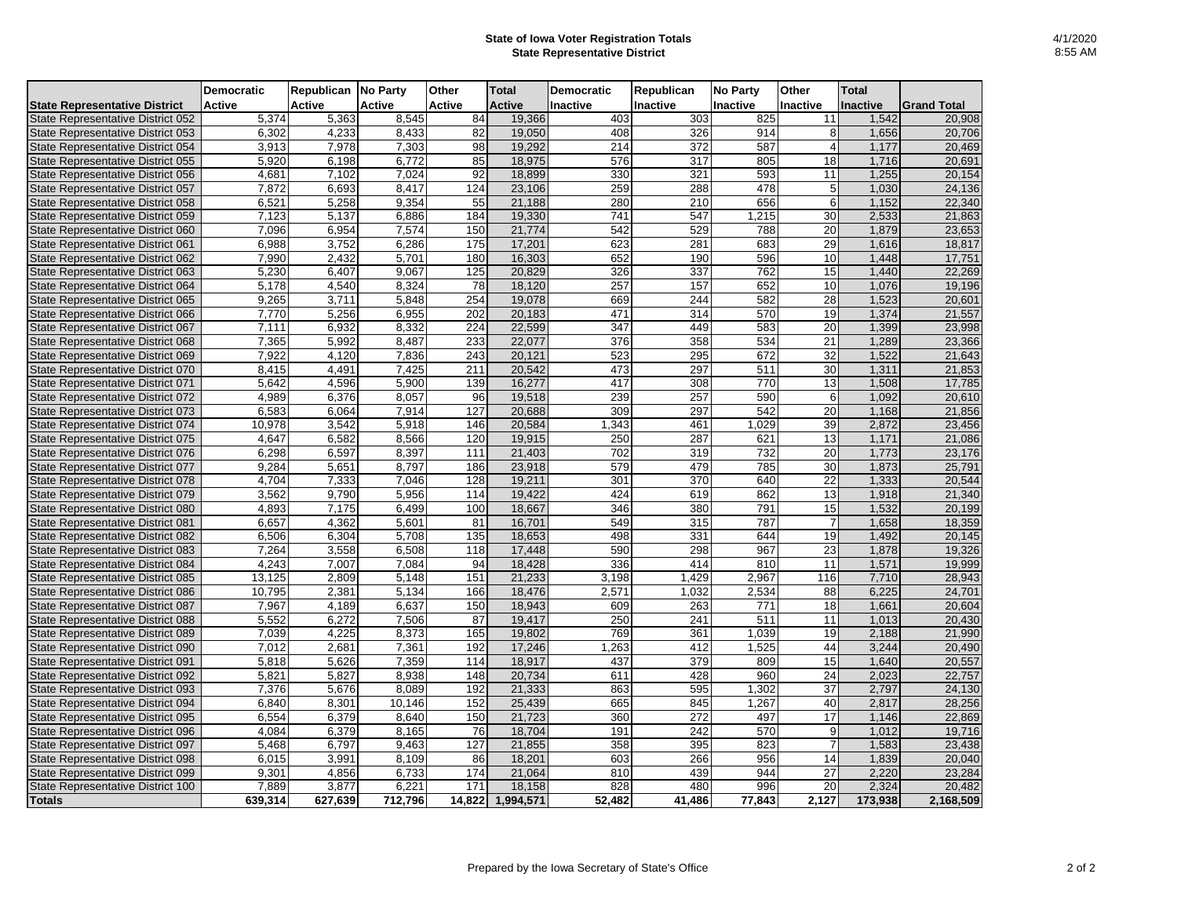**State of Iowa Voter Registration Totals**
**State Representative District**

4/1/2020
8:55 AM

| State Representative District | Democratic Active | Republican Active | No Party Active | Other Active | Total Active | Democratic Inactive | Republican Inactive | No Party Inactive | Other Inactive | Total Inactive | Grand Total |
|---|---|---|---|---|---|---|---|---|---|---|---|
| State Representative District 052 | 5,374 | 5,363 | 8,545 | 84 | 19,366 | 403 | 303 | 825 | 11 | 1,542 | 20,908 |
| State Representative District 053 | 6,302 | 4,233 | 8,433 | 82 | 19,050 | 408 | 326 | 914 | 8 | 1,656 | 20,706 |
| State Representative District 054 | 3,913 | 7,978 | 7,303 | 98 | 19,292 | 214 | 372 | 587 | 4 | 1,177 | 20,469 |
| State Representative District 055 | 5,920 | 6,198 | 6,772 | 85 | 18,975 | 576 | 317 | 805 | 18 | 1,716 | 20,691 |
| State Representative District 056 | 4,681 | 7,102 | 7,024 | 92 | 18,899 | 330 | 321 | 593 | 11 | 1,255 | 20,154 |
| State Representative District 057 | 7,872 | 6,693 | 8,417 | 124 | 23,106 | 259 | 288 | 478 | 5 | 1,030 | 24,136 |
| State Representative District 058 | 6,521 | 5,258 | 9,354 | 55 | 21,188 | 280 | 210 | 656 | 6 | 1,152 | 22,340 |
| State Representative District 059 | 7,123 | 5,137 | 6,886 | 184 | 19,330 | 741 | 547 | 1,215 | 30 | 2,533 | 21,863 |
| State Representative District 060 | 7,096 | 6,954 | 7,574 | 150 | 21,774 | 542 | 529 | 788 | 20 | 1,879 | 23,653 |
| State Representative District 061 | 6,988 | 3,752 | 6,286 | 175 | 17,201 | 623 | 281 | 683 | 29 | 1,616 | 18,817 |
| State Representative District 062 | 7,990 | 2,432 | 5,701 | 180 | 16,303 | 652 | 190 | 596 | 10 | 1,448 | 17,751 |
| State Representative District 063 | 5,230 | 6,407 | 9,067 | 125 | 20,829 | 326 | 337 | 762 | 15 | 1,440 | 22,269 |
| State Representative District 064 | 5,178 | 4,540 | 8,324 | 78 | 18,120 | 257 | 157 | 652 | 10 | 1,076 | 19,196 |
| State Representative District 065 | 9,265 | 3,711 | 5,848 | 254 | 19,078 | 669 | 244 | 582 | 28 | 1,523 | 20,601 |
| State Representative District 066 | 7,770 | 5,256 | 6,955 | 202 | 20,183 | 471 | 314 | 570 | 19 | 1,374 | 21,557 |
| State Representative District 067 | 7,111 | 6,932 | 8,332 | 224 | 22,599 | 347 | 449 | 583 | 20 | 1,399 | 23,998 |
| State Representative District 068 | 7,365 | 5,992 | 8,487 | 233 | 22,077 | 376 | 358 | 534 | 21 | 1,289 | 23,366 |
| State Representative District 069 | 7,922 | 4,120 | 7,836 | 243 | 20,121 | 523 | 295 | 672 | 32 | 1,522 | 21,643 |
| State Representative District 070 | 8,415 | 4,491 | 7,425 | 211 | 20,542 | 473 | 297 | 511 | 30 | 1,311 | 21,853 |
| State Representative District 071 | 5,642 | 4,596 | 5,900 | 139 | 16,277 | 417 | 308 | 770 | 13 | 1,508 | 17,785 |
| State Representative District 072 | 4,989 | 6,376 | 8,057 | 96 | 19,518 | 239 | 257 | 590 | 6 | 1,092 | 20,610 |
| State Representative District 073 | 6,583 | 6,064 | 7,914 | 127 | 20,688 | 309 | 297 | 542 | 20 | 1,168 | 21,856 |
| State Representative District 074 | 10,978 | 3,542 | 5,918 | 146 | 20,584 | 1,343 | 461 | 1,029 | 39 | 2,872 | 23,456 |
| State Representative District 075 | 4,647 | 6,582 | 8,566 | 120 | 19,915 | 250 | 287 | 621 | 13 | 1,171 | 21,086 |
| State Representative District 076 | 6,298 | 6,597 | 8,397 | 111 | 21,403 | 702 | 319 | 732 | 20 | 1,773 | 23,176 |
| State Representative District 077 | 9,284 | 5,651 | 8,797 | 186 | 23,918 | 579 | 479 | 785 | 30 | 1,873 | 25,791 |
| State Representative District 078 | 4,704 | 7,333 | 7,046 | 128 | 19,211 | 301 | 370 | 640 | 22 | 1,333 | 20,544 |
| State Representative District 079 | 3,562 | 9,790 | 5,956 | 114 | 19,422 | 424 | 619 | 862 | 13 | 1,918 | 21,340 |
| State Representative District 080 | 4,893 | 7,175 | 6,499 | 100 | 18,667 | 346 | 380 | 791 | 15 | 1,532 | 20,199 |
| State Representative District 081 | 6,657 | 4,362 | 5,601 | 81 | 16,701 | 549 | 315 | 787 | 7 | 1,658 | 18,359 |
| State Representative District 082 | 6,506 | 6,304 | 5,708 | 135 | 18,653 | 498 | 331 | 644 | 19 | 1,492 | 20,145 |
| State Representative District 083 | 7,264 | 3,558 | 6,508 | 118 | 17,448 | 590 | 298 | 967 | 23 | 1,878 | 19,326 |
| State Representative District 084 | 4,243 | 7,007 | 7,084 | 94 | 18,428 | 336 | 414 | 810 | 11 | 1,571 | 19,999 |
| State Representative District 085 | 13,125 | 2,809 | 5,148 | 151 | 21,233 | 3,198 | 1,429 | 2,967 | 116 | 7,710 | 28,943 |
| State Representative District 086 | 10,795 | 2,381 | 5,134 | 166 | 18,476 | 2,571 | 1,032 | 2,534 | 88 | 6,225 | 24,701 |
| State Representative District 087 | 7,967 | 4,189 | 6,637 | 150 | 18,943 | 609 | 263 | 771 | 18 | 1,661 | 20,604 |
| State Representative District 088 | 5,552 | 6,272 | 7,506 | 87 | 19,417 | 250 | 241 | 511 | 11 | 1,013 | 20,430 |
| State Representative District 089 | 7,039 | 4,225 | 8,373 | 165 | 19,802 | 769 | 361 | 1,039 | 19 | 2,188 | 21,990 |
| State Representative District 090 | 7,012 | 2,681 | 7,361 | 192 | 17,246 | 1,263 | 412 | 1,525 | 44 | 3,244 | 20,490 |
| State Representative District 091 | 5,818 | 5,626 | 7,359 | 114 | 18,917 | 437 | 379 | 809 | 15 | 1,640 | 20,557 |
| State Representative District 092 | 5,821 | 5,827 | 8,938 | 148 | 20,734 | 611 | 428 | 960 | 24 | 2,023 | 22,757 |
| State Representative District 093 | 7,376 | 5,676 | 8,089 | 192 | 21,333 | 863 | 595 | 1,302 | 37 | 2,797 | 24,130 |
| State Representative District 094 | 6,840 | 8,301 | 10,146 | 152 | 25,439 | 665 | 845 | 1,267 | 40 | 2,817 | 28,256 |
| State Representative District 095 | 6,554 | 6,379 | 8,640 | 150 | 21,723 | 360 | 272 | 497 | 17 | 1,146 | 22,869 |
| State Representative District 096 | 4,084 | 6,379 | 8,165 | 76 | 18,704 | 191 | 242 | 570 | 9 | 1,012 | 19,716 |
| State Representative District 097 | 5,468 | 6,797 | 9,463 | 127 | 21,855 | 358 | 395 | 823 | 7 | 1,583 | 23,438 |
| State Representative District 098 | 6,015 | 3,991 | 8,109 | 86 | 18,201 | 603 | 266 | 956 | 14 | 1,839 | 20,040 |
| State Representative District 099 | 9,301 | 4,856 | 6,733 | 174 | 21,064 | 810 | 439 | 944 | 27 | 2,220 | 23,284 |
| State Representative District 100 | 7,889 | 3,877 | 6,221 | 171 | 18,158 | 828 | 480 | 996 | 20 | 2,324 | 20,482 |
| **Totals** | **639,314** | **627,639** | **712,796** | **14,822** | **1,994,571** | **52,482** | **41,486** | **77,843** | **2,127** | **173,938** | **2,168,509** |

Prepared by the Iowa Secretary of State's Office